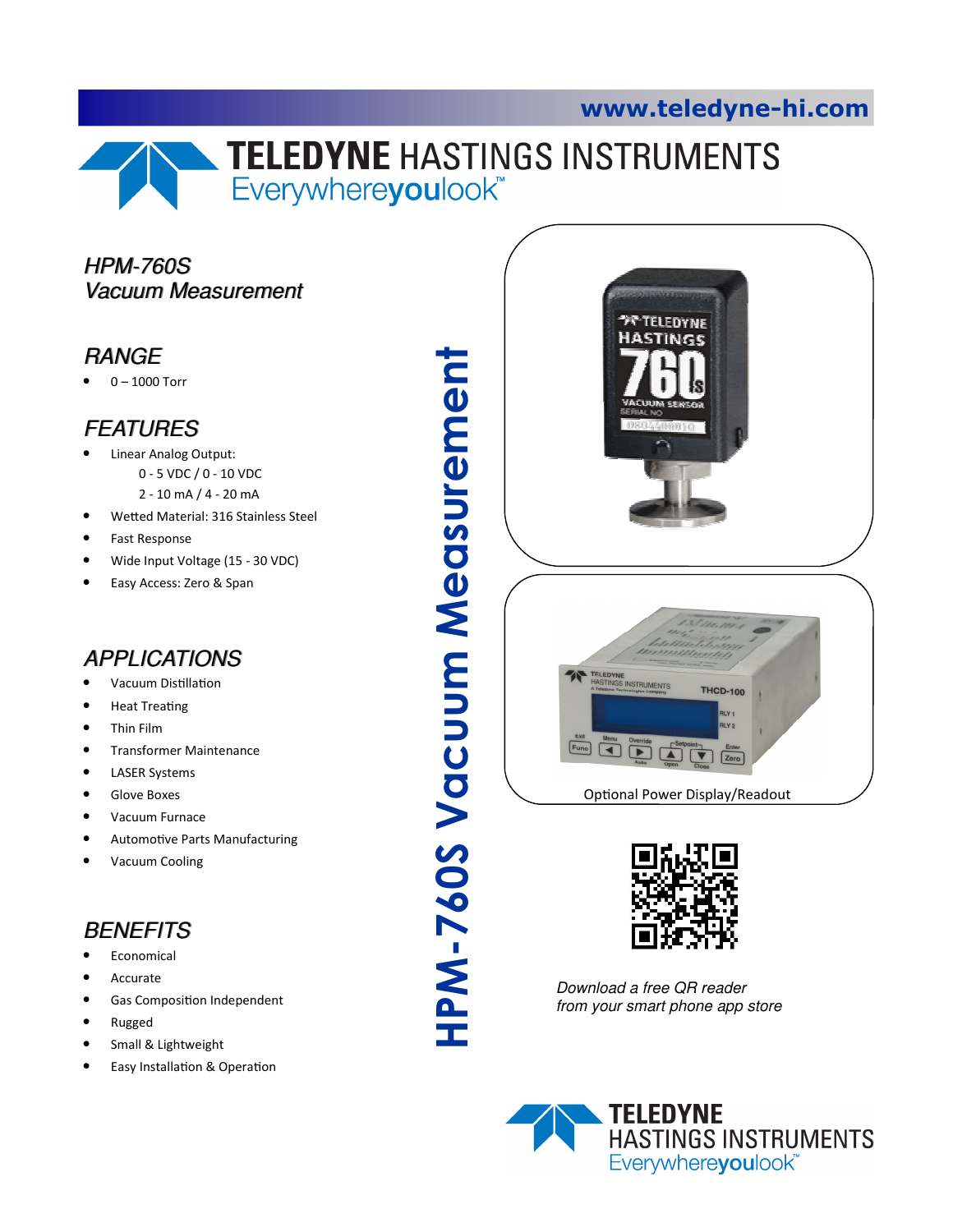www.teledyne-hi.com

TELEDYNE HASTINGS INSTRUMENTS
Everywhereyoulook™

# *HPM-760S Vacuum Measurement*

## *RANGE*

- 0 – 1000 Torr

## *FEATURES*

- Linear Analog Output:
  0 - 5 VDC / 0 - 10 VDC
  2 - 10 mA / 4 - 20 mA
- Wetted Material: 316 Stainless Steel
- Fast Response
- Wide Input Voltage (15 - 30 VDC)
- Easy Access: Zero & Span

## *APPLICATIONS*

- Vacuum Distillation
- Heat Treating
- Thin Film
- Transformer Maintenance
- LASER Systems
- Glove Boxes
- Vacuum Furnace
- Automotive Parts Manufacturing
- Vacuum Cooling

## *BENEFITS*

- Economical
- Accurate
- Gas Composition Independent
- Rugged
- Small & Lightweight
- Easy Installation & Operation

**HPM-760S Vacuum Measurement**

Optional Power Display/Readout

*Download a free QR reader from your smart phone app store*

TELEDYNE HASTINGS INSTRUMENTS
Everywhereyoulook™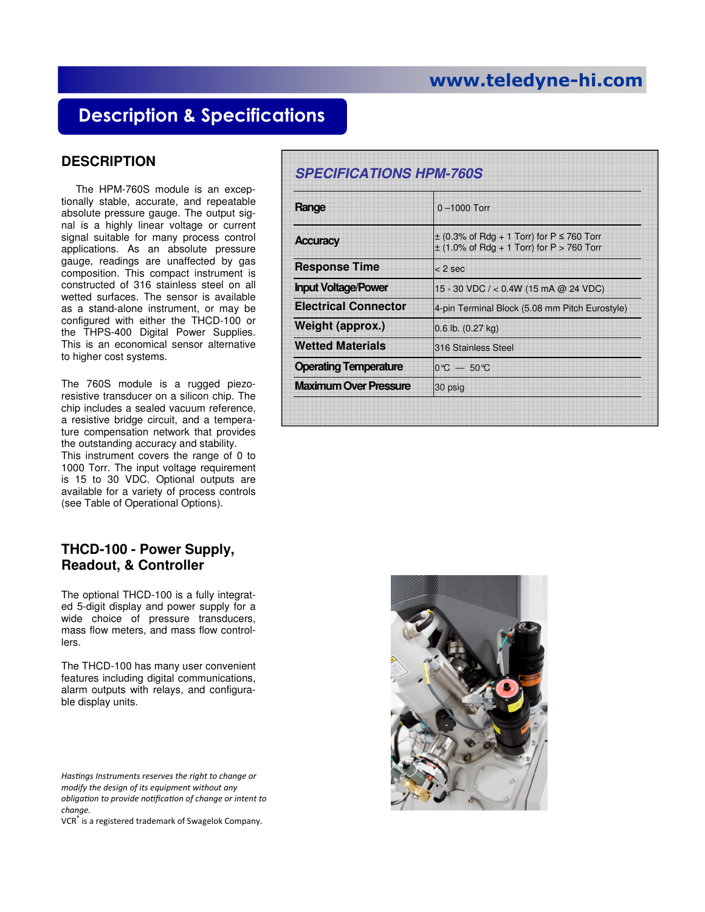# Description & Specifications

## DESCRIPTION

The HPM-760S module is an exceptionally stable, accurate, and repeatable absolute pressure gauge. The output signal is a highly linear voltage or current signal suitable for many process control applications. As an absolute pressure gauge, readings are unaffected by gas composition. This compact instrument is constructed of 316 stainless steel on all wetted surfaces. The sensor is available as a stand-alone instrument, or may be configured with either the THCD-100 or the THPS-400 Digital Power Supplies. This is an economical sensor alternative to higher cost systems.

The 760S module is a rugged piezo-resistive transducer on a silicon chip. The chip includes a sealed vacuum reference, a resistive bridge circuit, and a temperature compensation network that provides the outstanding accuracy and stability. This instrument covers the range of 0 to 1000 Torr. The input voltage requirement is 15 to 30 VDC. Optional outputs are available for a variety of process controls (see Table of Operational Options).

## THCD-100 - Power Supply, Readout, & Controller

The optional THCD-100 is a fully integrated 5-digit display and power supply for a wide choice of pressure transducers, mass flow meters, and mass flow controllers.

The THCD-100 has many user convenient features including digital communications, alarm outputs with relays, and configurable display units.

*Hastings Instruments reserves the right to change or modify the design of its equipment without any obligation to provide notification of change or intent to change.*

VCR® is a registered trademark of Swagelok Company.

## SPECIFICATIONS HPM-760S

| | |
|---|---|
| **Range** | 0 –1000 Torr |
| **Accuracy** | ± (0.3% of Rdg + 1 Torr) for P ≤ 760 Torr<br>± (1.0% of Rdg + 1 Torr) for P > 760 Torr |
| **Response Time** | < 2 sec |
| **Input Voltage/Power** | 15 - 30 VDC / < 0.4W (15 mA @ 24 VDC) |
| **Electrical Connector** | 4-pin Terminal Block (5.08 mm Pitch Eurostyle) |
| **Weight (approx.)** | 0.6 lb. (0.27 kg) |
| **Wetted Materials** | 316 Stainless Steel |
| **Operating Temperature** | 0°C — 50°C |
| **Maximum Over Pressure** | 30 psig |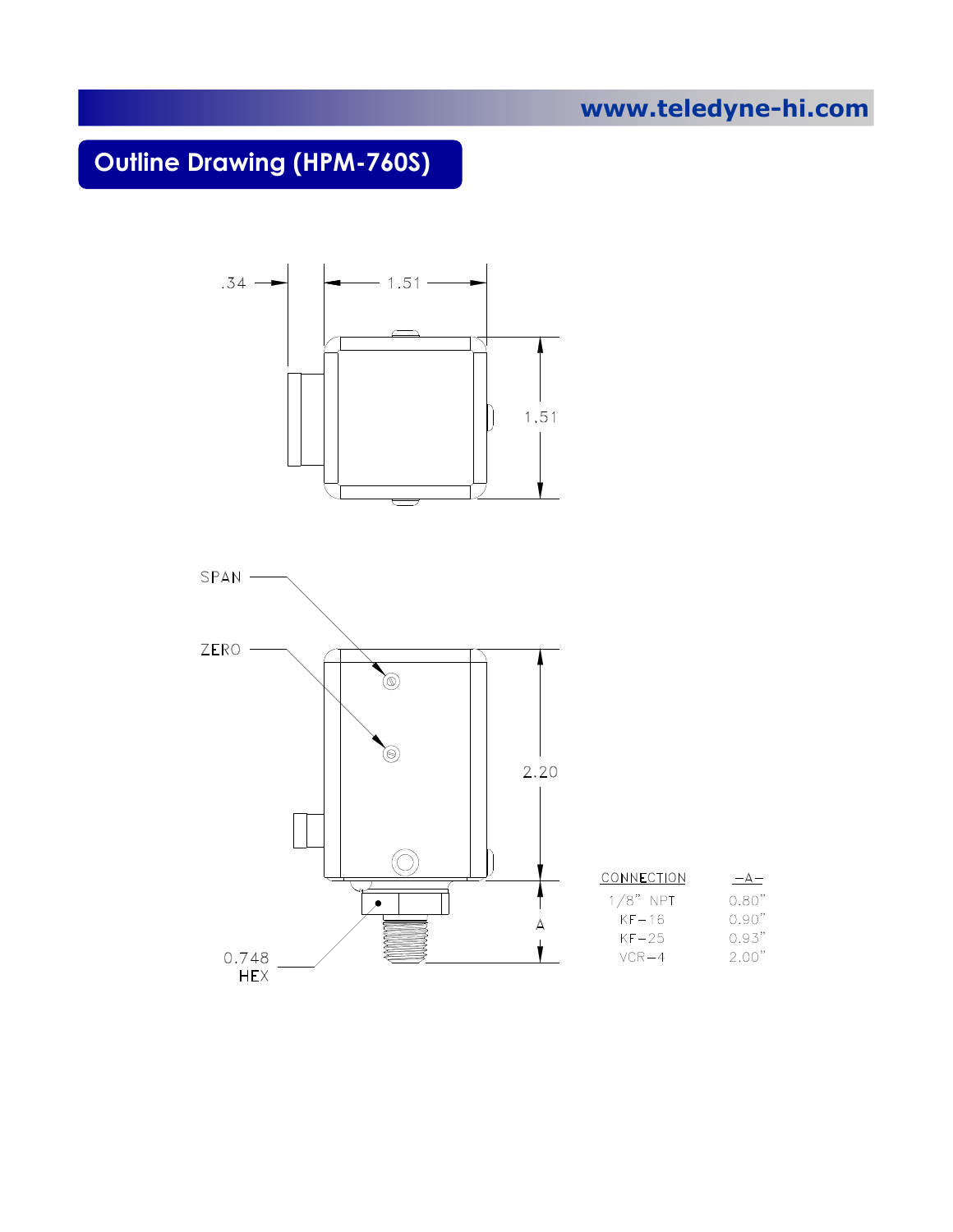## Outline Drawing (HPM-760S)

.34

1.51

1.51

SPAN

ZERO

2.20

A

0.748
HEX

| CONNECTION | -A- |
|---|---|
| 1/8" NPT | 0.80" |
| KF-16 | 0.90" |
| KF-25 | 0.93" |
| VCR-4 | 2.00" |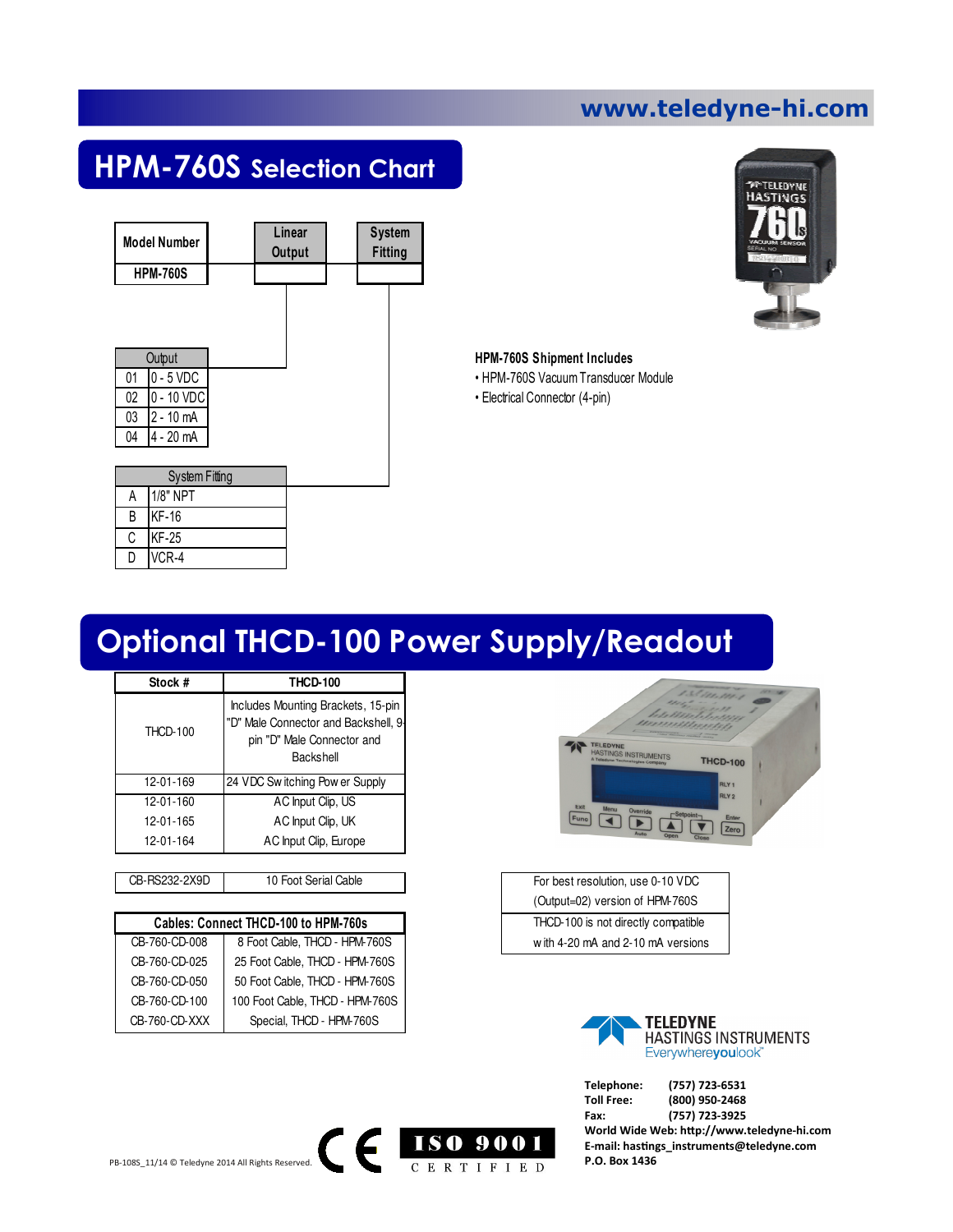# HPM-760S Selection Chart

| Model Number | Linear Output | System Fitting |
|---|---|---|
| HPM-760S | | |

| Output | |
|---|---|
| 01 | 0 - 5 VDC |
| 02 | 0 - 10 VDC |
| 03 | 2 - 10 mA |
| 04 | 4 - 20 mA |

| System Fitting | |
|---|---|
| A | 1/8" NPT |
| B | KF-16 |
| C | KF-25 |
| D | VCR-4 |

**HPM-760S Shipment Includes**

- HPM-760S Vacuum Transducer Module
- Electrical Connector (4-pin)

# Optional THCD-100 Power Supply/Readout

| Stock # | THCD-100 |
|---|---|
| THCD-100 | Includes Mounting Brackets, 15-pin "D" Male Connector and Backshell, 9-pin "D" Male Connector and Backshell |
| 12-01-169 | 24 VDC Switching Power Supply |
| 12-01-160 | AC Input Clip, US |
| 12-01-165 | AC Input Clip, UK |
| 12-01-164 | AC Input Clip, Europe |

| | |
|---|---|
| CB-RS232-2X9D | 10 Foot Serial Cable |

| Cables: Connect THCD-100 to HPM-760s | |
|---|---|
| CB-760-CD-008 | 8 Foot Cable, THCD - HPM-760S |
| CB-760-CD-025 | 25 Foot Cable, THCD - HPM-760S |
| CB-760-CD-050 | 50 Foot Cable, THCD - HPM-760S |
| CB-760-CD-100 | 100 Foot Cable, THCD - HPM-760S |
| CB-760-CD-XXX | Special, THCD - HPM-760S |

| |
|---|
| For best resolution, use 0-10 VDC (Output=02) version of HPM-760S |
| THCD-100 is not directly compatible with 4-20 mA and 2-10 mA versions |

**TELEDYNE HASTINGS INSTRUMENTS**
Everywhereyoulook™

**Telephone:** (757) 723-6531
**Toll Free:** (800) 950-2468
**Fax:** (757) 723-3925
**World Wide Web:** http://www.teledyne-hi.com
**E-mail:** hastings_instruments@teledyne.com
**P.O. Box 1436**

PB-108S_11/14 © Teledyne 2014 All Rights Reserved.

ISO 9001 CERTIFIED